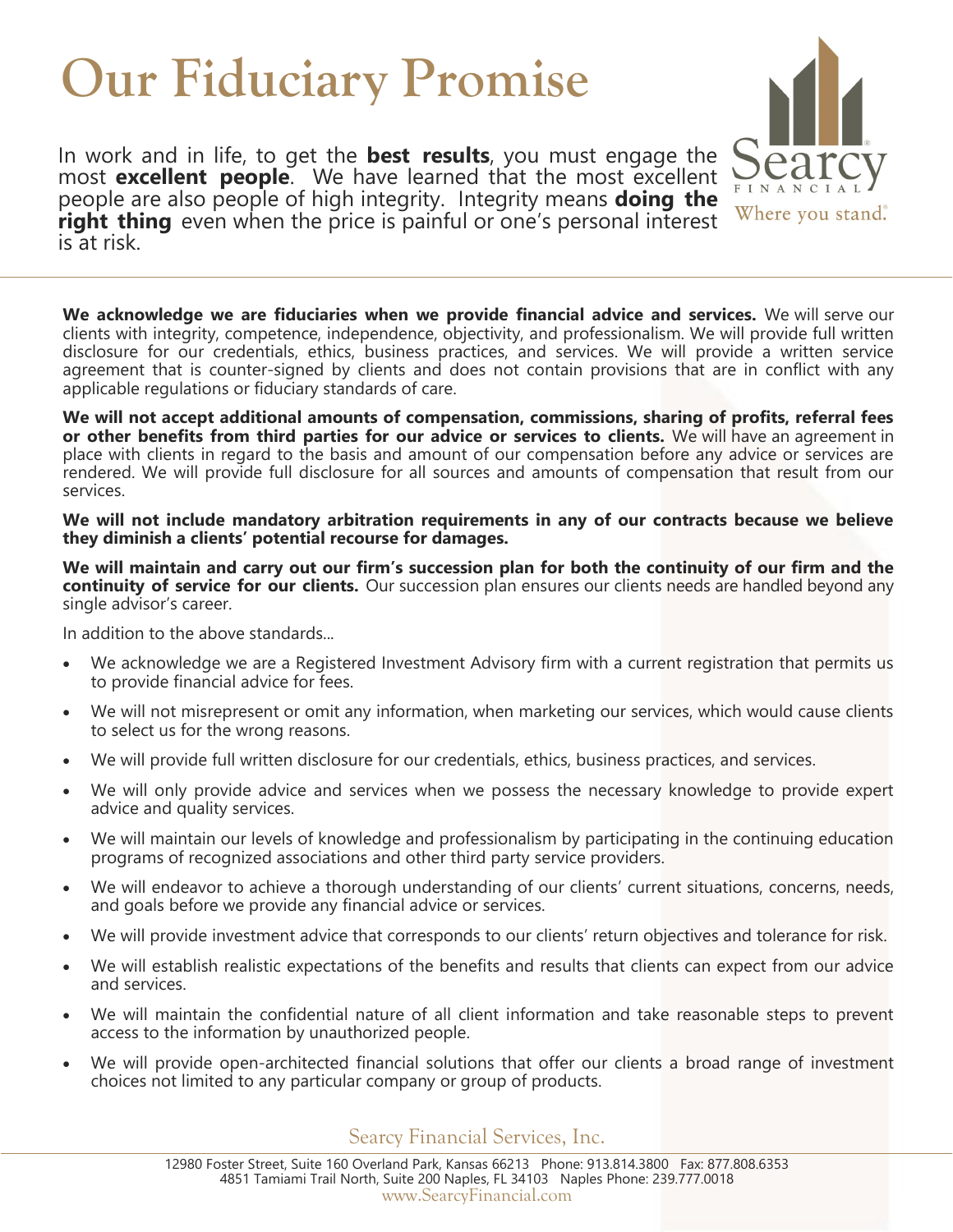# Our Fiduciary Promise

In work and in life, to get the **best results**, you must engage the most **excellent people**. We have learned that the most excellent people are also people of high integrity. Integrity means **doing the right thing** even when the price is painful or one's personal interest is at risk.

Searcy
FINANCIAL
Where you stand.

**We acknowledge we are fiduciaries when we provide financial advice and services.** We will serve our clients with integrity, competence, independence, objectivity, and professionalism. We will provide full written disclosure for our credentials, ethics, business practices, and services. We will provide a written service agreement that is counter-signed by clients and does not contain provisions that are in conflict with any applicable regulations or fiduciary standards of care.

**We will not accept additional amounts of compensation, commissions, sharing of profits, referral fees or other benefits from third parties for our advice or services to clients.** We will have an agreement in place with clients in regard to the basis and amount of our compensation before any advice or services are rendered. We will provide full disclosure for all sources and amounts of compensation that result from our services.

**We will not include mandatory arbitration requirements in any of our contracts because we believe they diminish a clients' potential recourse for damages.**

**We will maintain and carry out our firm's succession plan for both the continuity of our firm and the continuity of service for our clients.** Our succession plan ensures our clients needs are handled beyond any single advisor's career.

In addition to the above standards...

- We acknowledge we are a Registered Investment Advisory firm with a current registration that permits us to provide financial advice for fees.
- We will not misrepresent or omit any information, when marketing our services, which would cause clients to select us for the wrong reasons.
- We will provide full written disclosure for our credentials, ethics, business practices, and services.
- We will only provide advice and services when we possess the necessary knowledge to provide expert advice and quality services.
- We will maintain our levels of knowledge and professionalism by participating in the continuing education programs of recognized associations and other third party service providers.
- We will endeavor to achieve a thorough understanding of our clients' current situations, concerns, needs, and goals before we provide any financial advice or services.
- We will provide investment advice that corresponds to our clients' return objectives and tolerance for risk.
- We will establish realistic expectations of the benefits and results that clients can expect from our advice and services.
- We will maintain the confidential nature of all client information and take reasonable steps to prevent access to the information by unauthorized people.
- We will provide open-architected financial solutions that offer our clients a broad range of investment choices not limited to any particular company or group of products.

Searcy Financial Services, Inc.

12980 Foster Street, Suite 160 Overland Park, Kansas 66213 Phone: 913.814.3800 Fax: 877.808.6353
4851 Tamiami Trail North, Suite 200 Naples, FL 34103 Naples Phone: 239.777.0018
www.SearcyFinancial.com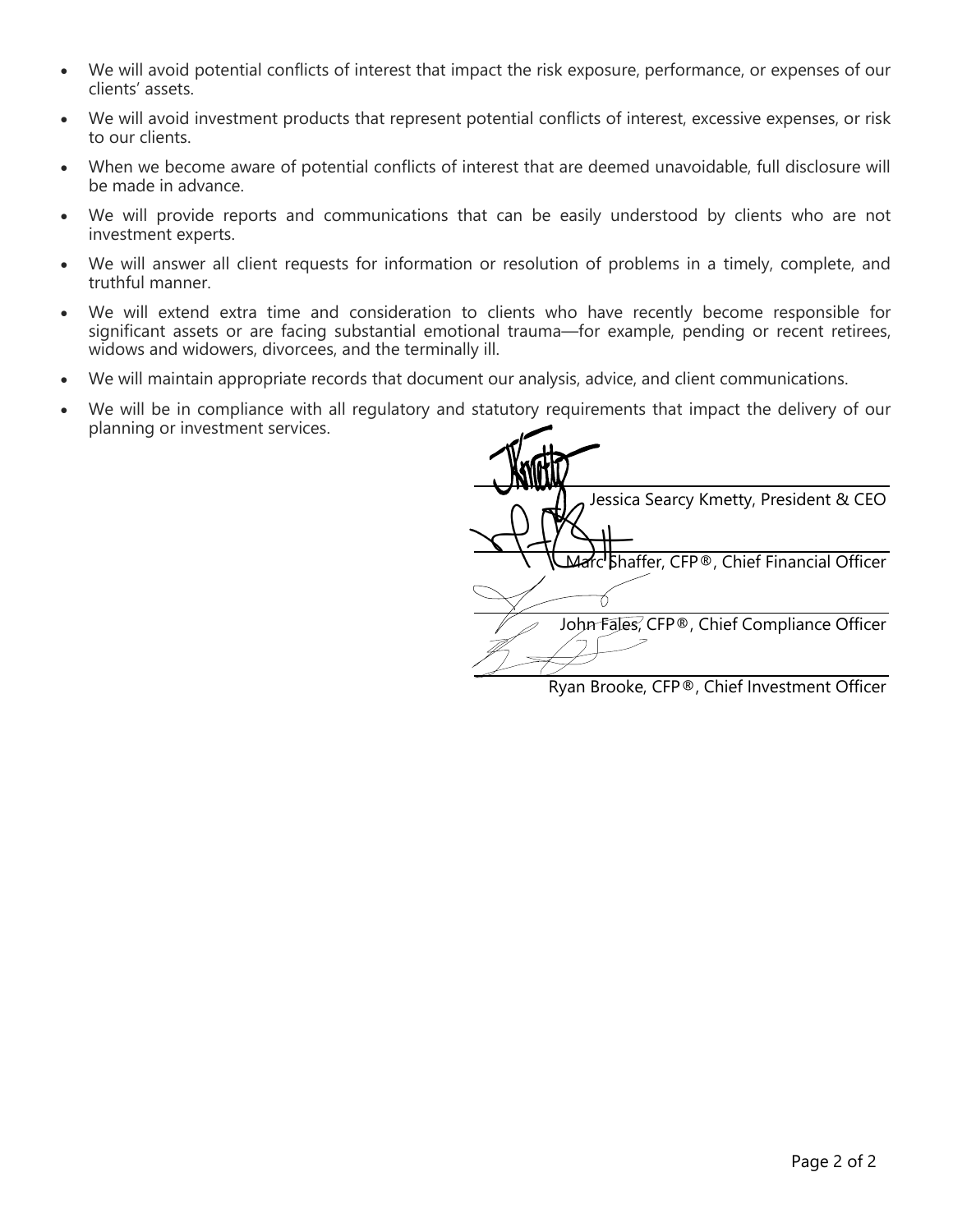- We will avoid potential conflicts of interest that impact the risk exposure, performance, or expenses of our clients' assets.
- We will avoid investment products that represent potential conflicts of interest, excessive expenses, or risk to our clients.
- When we become aware of potential conflicts of interest that are deemed unavoidable, full disclosure will be made in advance.
- We will provide reports and communications that can be easily understood by clients who are not investment experts.
- We will answer all client requests for information or resolution of problems in a timely, complete, and truthful manner.
- We will extend extra time and consideration to clients who have recently become responsible for significant assets or are facing substantial emotional trauma—for example, pending or recent retirees, widows and widowers, divorcees, and the terminally ill.
- We will maintain appropriate records that document our analysis, advice, and client communications.
- We will be in compliance with all regulatory and statutory requirements that impact the delivery of our planning or investment services.

Jessica Searcy Kmetty, President & CEO

Marc Shaffer, CFP®, Chief Financial Officer

John Fales, CFP®, Chief Compliance Officer

Ryan Brooke, CFP®, Chief Investment Officer